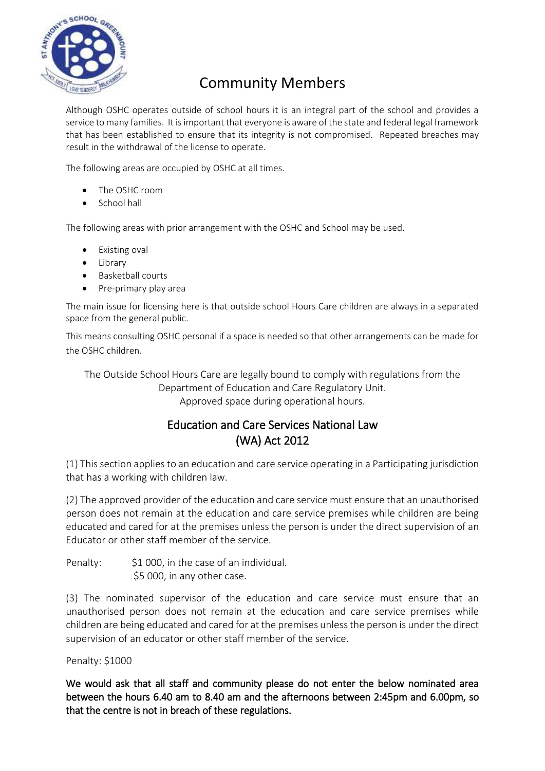# Community Members

Although OSHC operates outside of school hours it is an integral part of the school and provides a service to many families. It is important that everyone is aware of the state and federal legal framework that has been established to ensure that its integrity is not compromised. Repeated breaches may result in the withdrawal of the license to operate.

The following areas are occupied by OSHC at all times.

- The OSHC room
- School hall

The following areas with prior arrangement with the OSHC and School may be used.

- Existing oval
- Library
- Basketball courts
- Pre-primary play area

The main issue for licensing here is that outside school Hours Care children are always in a separated space from the general public.

This means consulting OSHC personal if a space is needed so that other arrangements can be made for the OSHC children.

The Outside School Hours Care are legally bound to comply with regulations from the Department of Education and Care Regulatory Unit.
Approved space during operational hours.

## Education and Care Services National Law (WA) Act 2012

(1) This section applies to an education and care service operating in a Participating jurisdiction that has a working with children law.

(2) The approved provider of the education and care service must ensure that an unauthorised person does not remain at the education and care service premises while children are being educated and cared for at the premises unless the person is under the direct supervision of an Educator or other staff member of the service.

Penalty: $1 000, in the case of an individual.
$5 000, in any other case.

(3) The nominated supervisor of the education and care service must ensure that an unauthorised person does not remain at the education and care service premises while children are being educated and cared for at the premises unless the person is under the direct supervision of an educator or other staff member of the service.

Penalty: $1000

**We would ask that all staff and community please do not enter the below nominated area between the hours 6.40 am to 8.40 am and the afternoons between 2:45pm and 6.00pm, so that the centre is not in breach of these regulations.**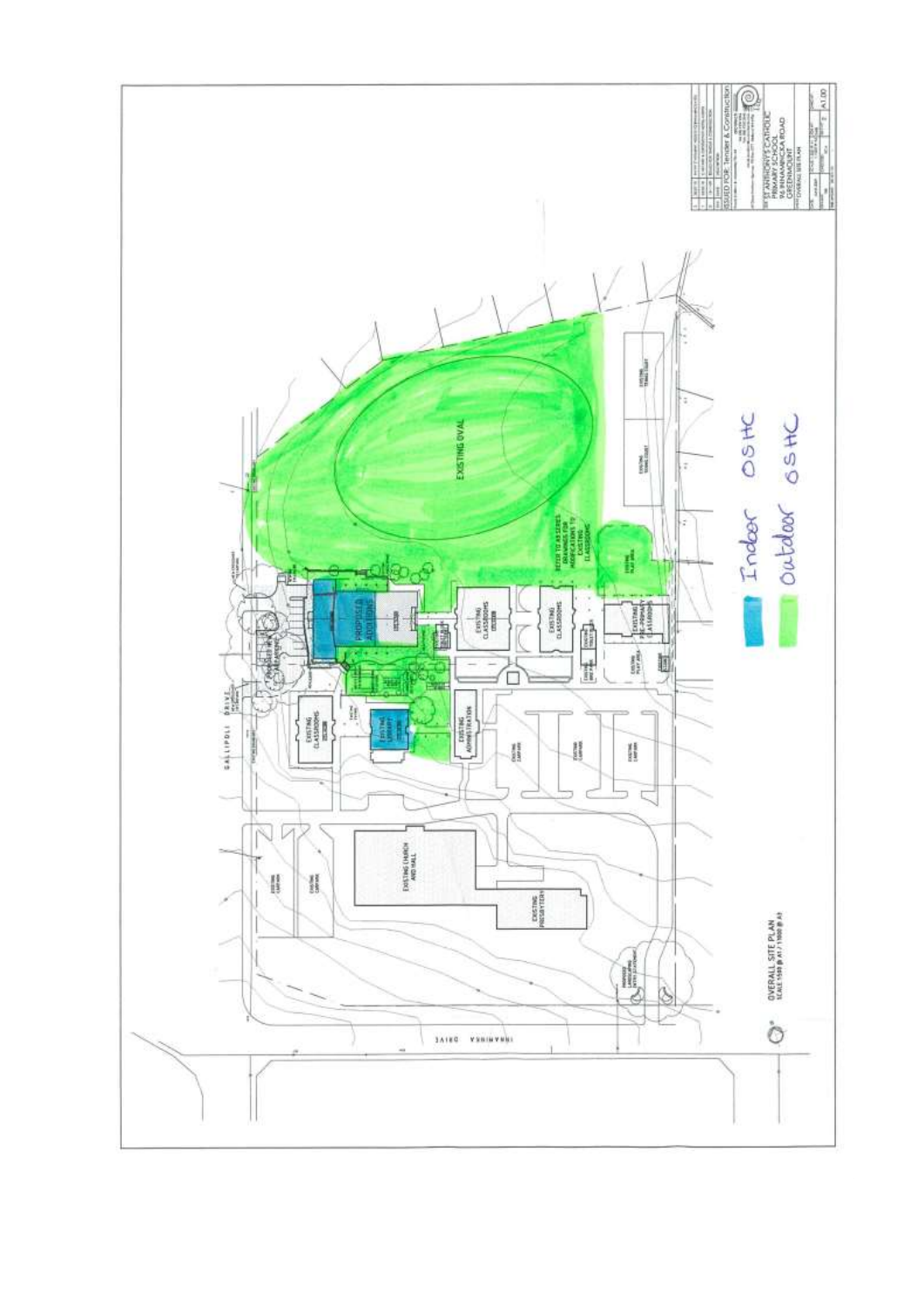Indoor OSHC

Outdoor OSHC

EXISTING OVAL

REFER TO A3 SERIES DRAWINGS FOR MODIFICATIONS TO EXISTING CLASSROOMS

PROPOSED ADDITIONS

EXISTING CLASSROOMS

EXISTING CLASSROOMS

EXISTING PRE-PRIMARY CLASSROOMS

EXISTING PLAY AREA

EXISTING TENNIS COURT

EXISTING TENNIS COURT

EXISTING LIBRARY

EXISTING CLASSROOMS

EXISTING ADMINISTRATION

EXISTING CARPARK

EXISTING CARPARK

EXISTING CARPARK

EXISTING CHURCH AND HALL

EXISTING PRESBYTERY

EXISTING CARPARK

EXISTING CARPARK

GALLIPOLI DRIVE

INNAMINKA DRIVE

OVERALL SITE PLAN
SCALE 1:500 @ A1 / 1:1000 @ A3

ISSUED FOR: Tender & Construction

ST ANTHONY'S CATHOLIC PRIMARY SCHOOL
96 INNAMINKA ROAD
GREENMOUNT

OVERALL SITE PLAN

A1.00